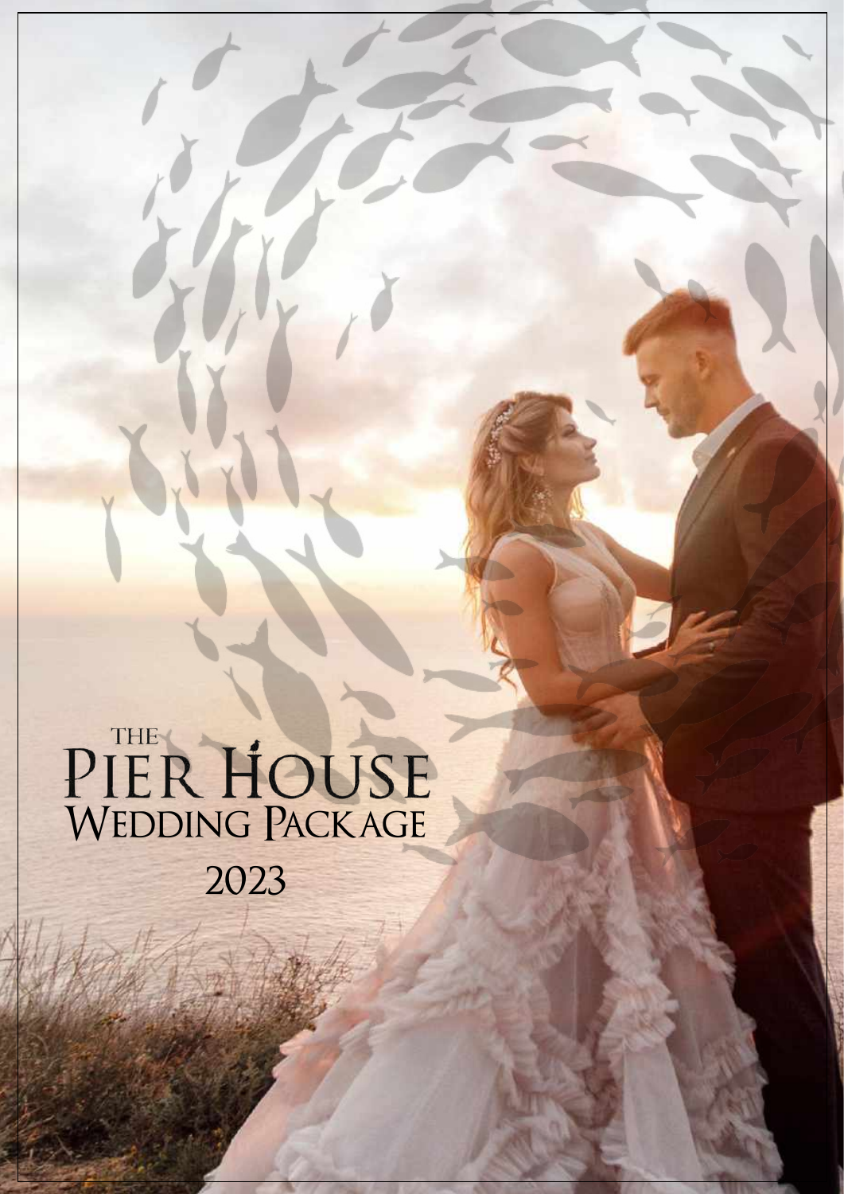# THE PIER HOUSE WEDDING PACKAGE

2023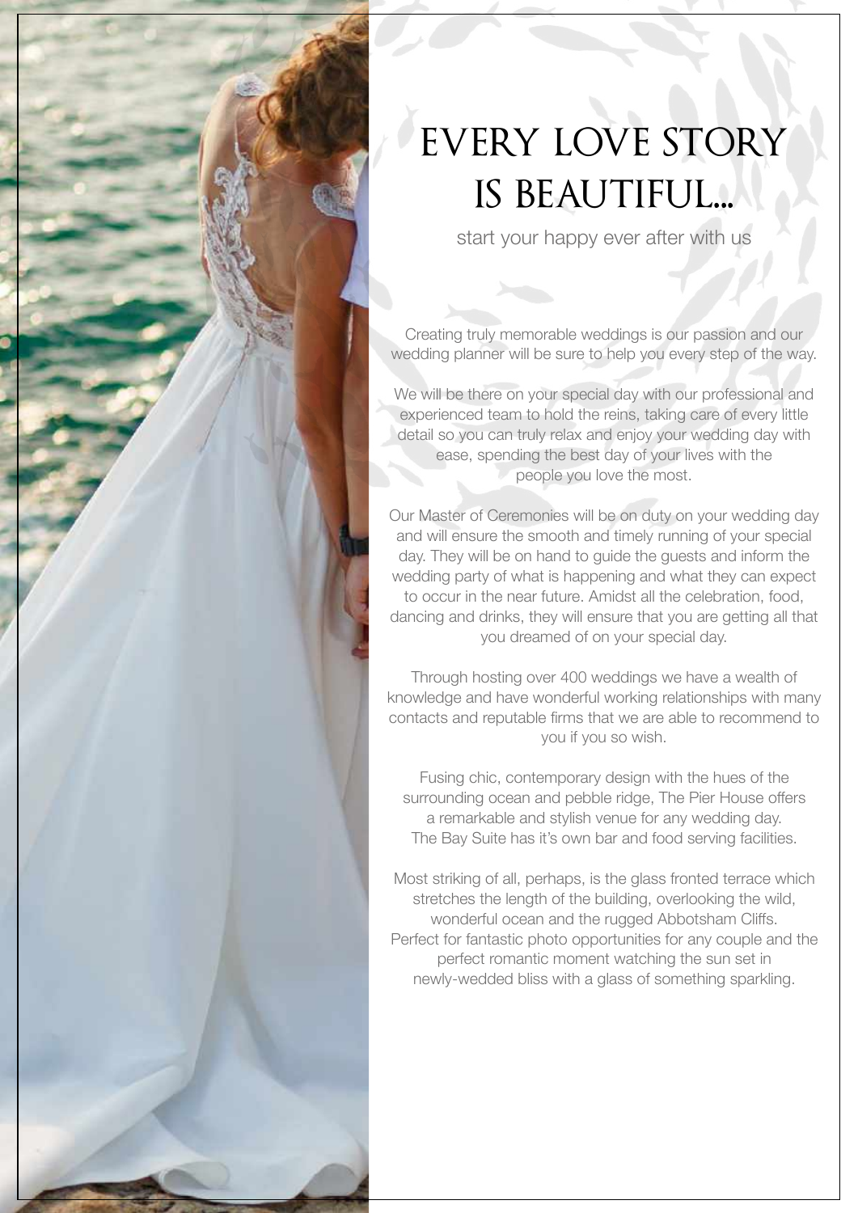# EVERY LOVE STORY IS BEAUTIFUL...

start your happy ever after with us

Creating truly memorable weddings is our passion and our wedding planner will be sure to help you every step of the way.

We will be there on your special day with our professional and experienced team to hold the reins, taking care of every little detail so you can truly relax and enjoy your wedding day with ease, spending the best day of your lives with the people you love the most.

Our Master of Ceremonies will be on duty on your wedding day and will ensure the smooth and timely running of your special day. They will be on hand to guide the guests and inform the wedding party of what is happening and what they can expect to occur in the near future. Amidst all the celebration, food, dancing and drinks, they will ensure that you are getting all that you dreamed of on your special day.

Through hosting over 400 weddings we have a wealth of knowledge and have wonderful working relationships with many contacts and reputable firms that we are able to recommend to you if you so wish.

Fusing chic, contemporary design with the hues of the surrounding ocean and pebble ridge, The Pier House offers a remarkable and stylish venue for any wedding day. The Bay Suite has it's own bar and food serving facilities.

Most striking of all, perhaps, is the glass fronted terrace which stretches the length of the building, overlooking the wild, wonderful ocean and the rugged Abbotsham Cliffs. Perfect for fantastic photo opportunities for any couple and the perfect romantic moment watching the sun set in newly-wedded bliss with a glass of something sparkling.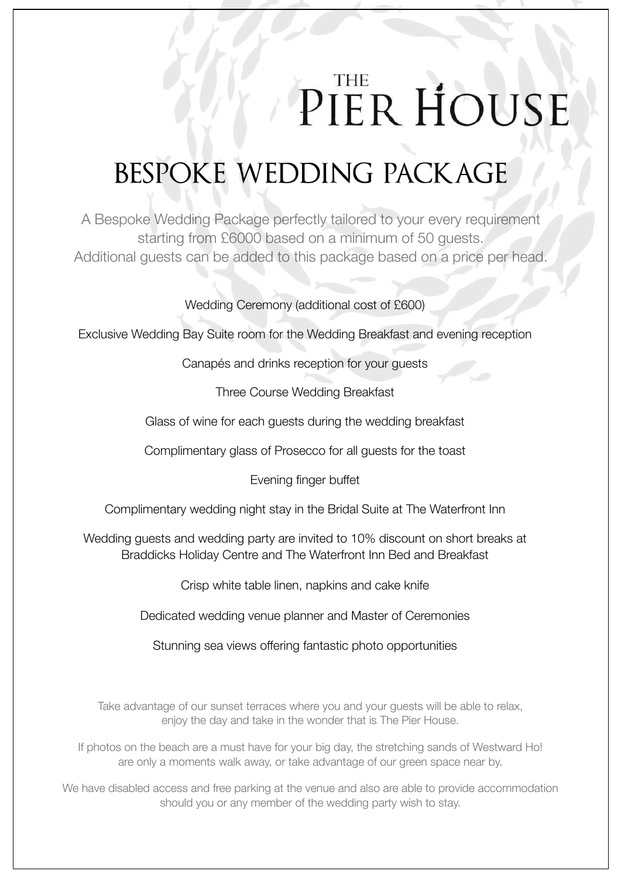THE PIER HOUSE

# BESPOKE WEDDING PACKAGE

A Bespoke Wedding Package perfectly tailored to your every requirement starting from £6000 based on a minimum of 50 guests.
Additional guests can be added to this package based on a price per head.

Wedding Ceremony (additional cost of £600)

Exclusive Wedding Bay Suite room for the Wedding Breakfast and evening reception

Canapés and drinks reception for your guests

Three Course Wedding Breakfast

Glass of wine for each guests during the wedding breakfast

Complimentary glass of Prosecco for all guests for the toast

Evening finger buffet

Complimentary wedding night stay in the Bridal Suite at The Waterfront Inn

Wedding guests and wedding party are invited to 10% discount on short breaks at Braddicks Holiday Centre and The Waterfront Inn Bed and Breakfast

Crisp white table linen, napkins and cake knife

Dedicated wedding venue planner and Master of Ceremonies

Stunning sea views offering fantastic photo opportunities

Take advantage of our sunset terraces where you and your guests will be able to relax, enjoy the day and take in the wonder that is The Pier House.

If photos on the beach are a must have for your big day, the stretching sands of Westward Ho! are only a moments walk away, or take advantage of our green space near by.

We have disabled access and free parking at the venue and also are able to provide accommodation should you or any member of the wedding party wish to stay.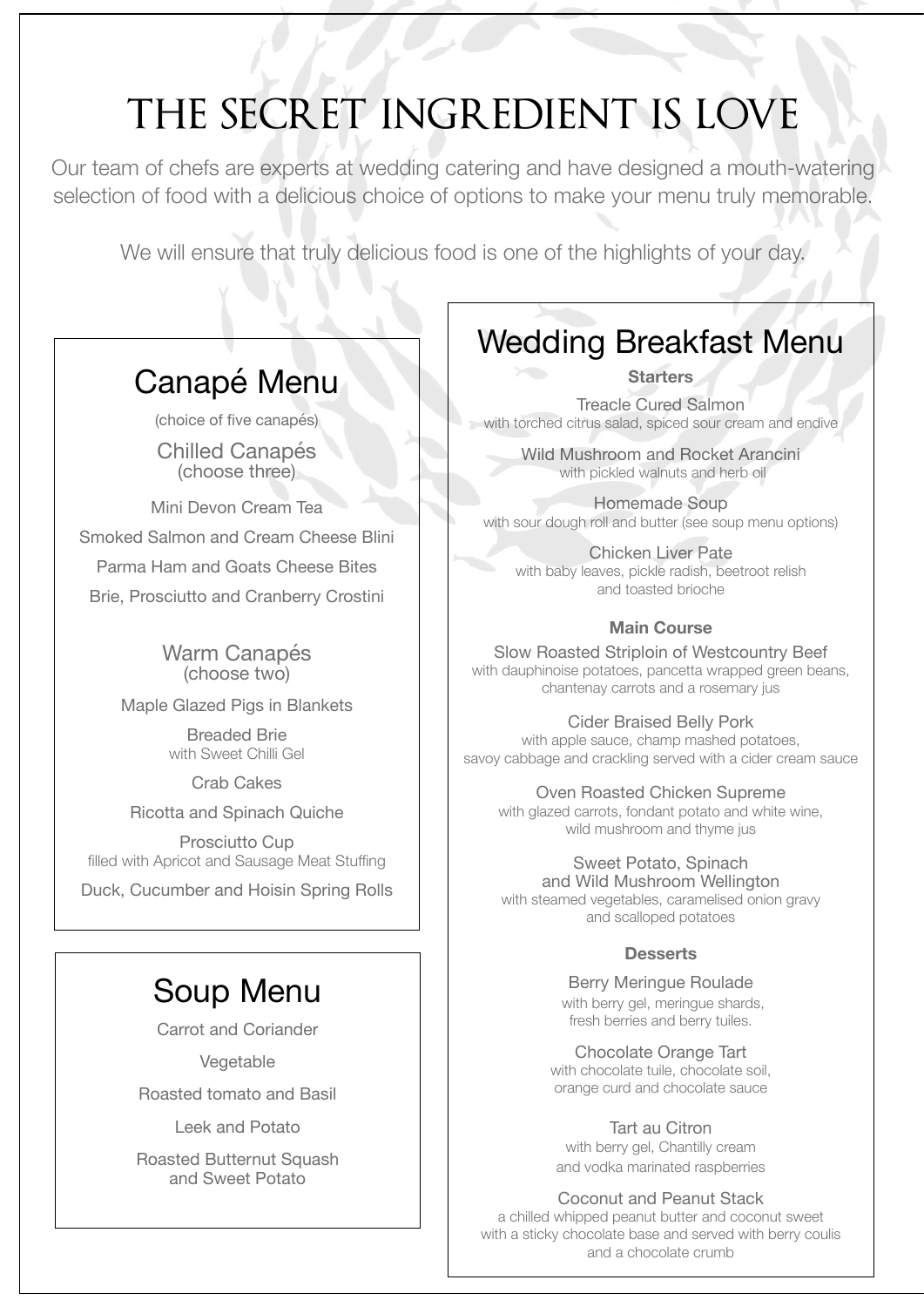# THE SECRET INGREDIENT IS LOVE

Our team of chefs are experts at wedding catering and have designed a mouth-watering selection of food with a delicious choice of options to make your menu truly memorable.

We will ensure that truly delicious food is one of the highlights of your day.

## Canapé Menu

(choice of five canapés)

### Chilled Canapés
(choose three)

Mini Devon Cream Tea

Smoked Salmon and Cream Cheese Blini

Parma Ham and Goats Cheese Bites

Brie, Prosciutto and Cranberry Crostini

### Warm Canapés
(choose two)

Maple Glazed Pigs in Blankets

Breaded Brie
with Sweet Chilli Gel

Crab Cakes

Ricotta and Spinach Quiche

Prosciutto Cup
filled with Apricot and Sausage Meat Stuffing

Duck, Cucumber and Hoisin Spring Rolls

## Soup Menu

Carrot and Coriander

Vegetable

Roasted tomato and Basil

Leek and Potato

Roasted Butternut Squash and Sweet Potato

## Wedding Breakfast Menu

### Starters

Treacle Cured Salmon
with torched citrus salad, spiced sour cream and endive

Wild Mushroom and Rocket Arancini
with pickled walnuts and herb oil

Homemade Soup
with sour dough roll and butter (see soup menu options)

Chicken Liver Pate
with baby leaves, pickle radish, beetroot relish and toasted brioche

### Main Course

Slow Roasted Striploin of Westcountry Beef
with dauphinoise potatoes, pancetta wrapped green beans, chantenay carrots and a rosemary jus

Cider Braised Belly Pork
with apple sauce, champ mashed potatoes, savoy cabbage and crackling served with a cider cream sauce

Oven Roasted Chicken Supreme
with glazed carrots, fondant potato and white wine, wild mushroom and thyme jus

Sweet Potato, Spinach and Wild Mushroom Wellington
with steamed vegetables, caramelised onion gravy and scalloped potatoes

### Desserts

Berry Meringue Roulade
with berry gel, meringue shards, fresh berries and berry tuiles.

Chocolate Orange Tart
with chocolate tuile, chocolate soil, orange curd and chocolate sauce

Tart au Citron
with berry gel, Chantilly cream and vodka marinated raspberries

Coconut and Peanut Stack
a chilled whipped peanut butter and coconut sweet with a sticky chocolate base and served with berry coulis and a chocolate crumb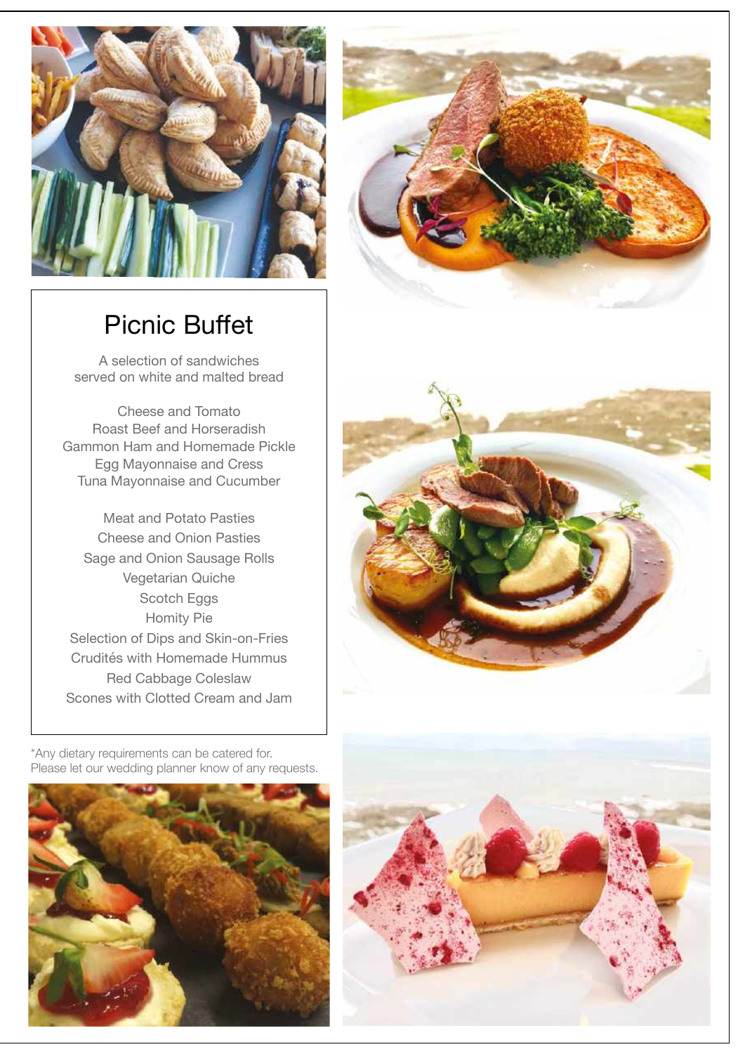# Picnic Buffet

A selection of sandwiches
served on white and malted bread

Cheese and Tomato
Roast Beef and Horseradish
Gammon Ham and Homemade Pickle
Egg Mayonnaise and Cress
Tuna Mayonnaise and Cucumber

Meat and Potato Pasties
Cheese and Onion Pasties
Sage and Onion Sausage Rolls
Vegetarian Quiche
Scotch Eggs
Homity Pie
Selection of Dips and Skin-on-Fries
Crudités with Homemade Hummus
Red Cabbage Coleslaw
Scones with Clotted Cream and Jam

*Any dietary requirements can be catered for.
Please let our wedding planner know of any requests.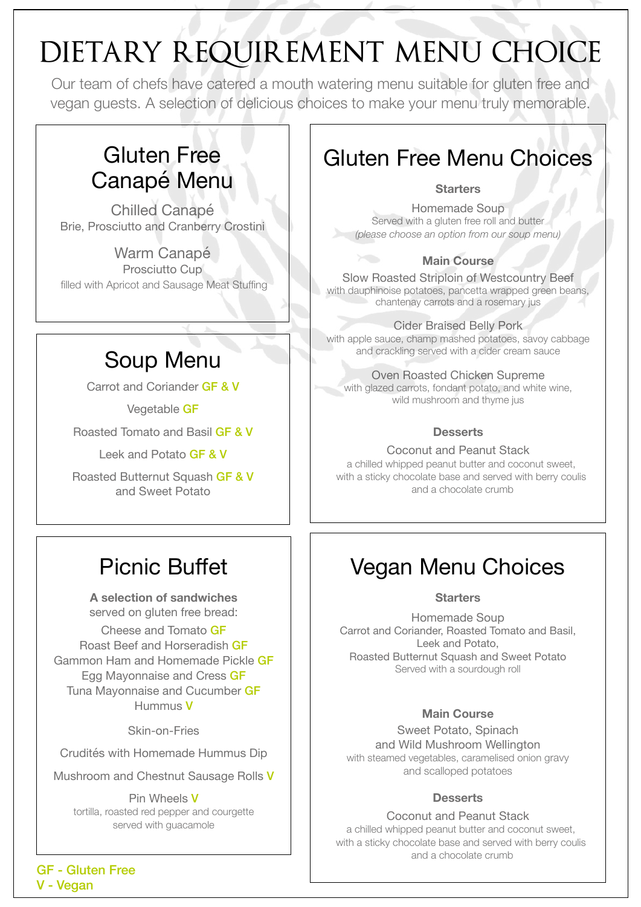# DIETARY REQUIREMENT MENU CHOICE

Our team of chefs have catered a mouth watering menu suitable for gluten free and vegan guests. A selection of delicious choices to make your menu truly memorable.

## Gluten Free Canapé Menu

Chilled Canapé
Brie, Prosciutto and Cranberry Crostini

Warm Canapé
Prosciutto Cup
filled with Apricot and Sausage Meat Stuffing

## Soup Menu

Carrot and Coriander GF & V

Vegetable GF

Roasted Tomato and Basil GF & V

Leek and Potato GF & V

Roasted Butternut Squash GF & V and Sweet Potato

## Picnic Buffet

**A selection of sandwiches** served on gluten free bread:

Cheese and Tomato GF
Roast Beef and Horseradish GF
Gammon Ham and Homemade Pickle GF
Egg Mayonnaise and Cress GF
Tuna Mayonnaise and Cucumber GF
Hummus V

Skin-on-Fries

Crudités with Homemade Hummus Dip

Mushroom and Chestnut Sausage Rolls V

Pin Wheels V
tortilla, roasted red pepper and courgette served with guacamole

GF - Gluten Free
V - Vegan

## Gluten Free Menu Choices

**Starters**

Homemade Soup
Served with a gluten free roll and butter
*(please choose an option from our soup menu)*

**Main Course**

Slow Roasted Striploin of Westcountry Beef
with dauphinoise potatoes, pancetta wrapped green beans, chantenay carrots and a rosemary jus

Cider Braised Belly Pork
with apple sauce, champ mashed potatoes, savoy cabbage and crackling served with a cider cream sauce

Oven Roasted Chicken Supreme
with glazed carrots, fondant potato, and white wine, wild mushroom and thyme jus

**Desserts**

Coconut and Peanut Stack
a chilled whipped peanut butter and coconut sweet, with a sticky chocolate base and served with berry coulis and a chocolate crumb

## Vegan Menu Choices

**Starters**

Homemade Soup
Carrot and Coriander, Roasted Tomato and Basil, Leek and Potato, Roasted Butternut Squash and Sweet Potato
Served with a sourdough roll

**Main Course**

Sweet Potato, Spinach and Wild Mushroom Wellington
with steamed vegetables, caramelised onion gravy and scalloped potatoes

**Desserts**

Coconut and Peanut Stack
a chilled whipped peanut butter and coconut sweet, with a sticky chocolate base and served with berry coulis and a chocolate crumb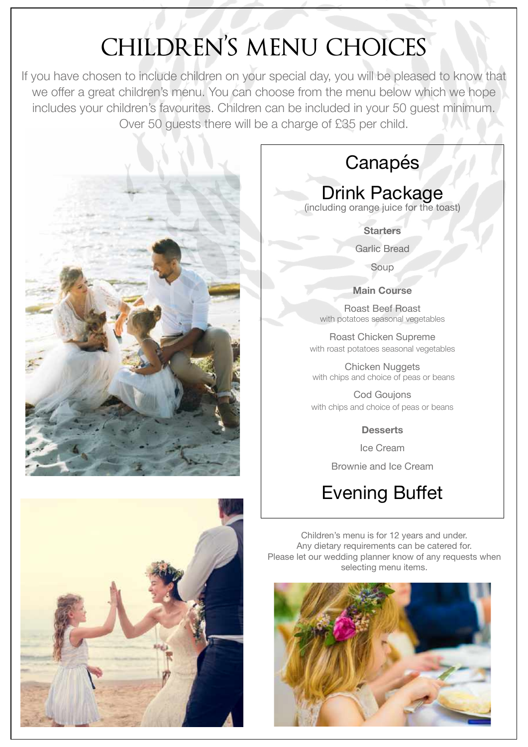# CHILDREN'S MENU CHOICES

If you have chosen to include children on your special day, you will be pleased to know that we offer a great children's menu. You can choose from the menu below which we hope includes your children's favourites. Children can be included in your 50 guest minimum. Over 50 guests there will be a charge of £35 per child.

## Canapés

## Drink Package

(including orange juice for the toast)

**Starters**

Garlic Bread

Soup

**Main Course**

Roast Beef Roast
with potatoes seasonal vegetables

Roast Chicken Supreme
with roast potatoes seasonal vegetables

Chicken Nuggets
with chips and choice of peas or beans

Cod Goujons
with chips and choice of peas or beans

**Desserts**

Ice Cream

Brownie and Ice Cream

## Evening Buffet

Children's menu is for 12 years and under.
Any dietary requirements can be catered for.
Please let our wedding planner know of any requests when selecting menu items.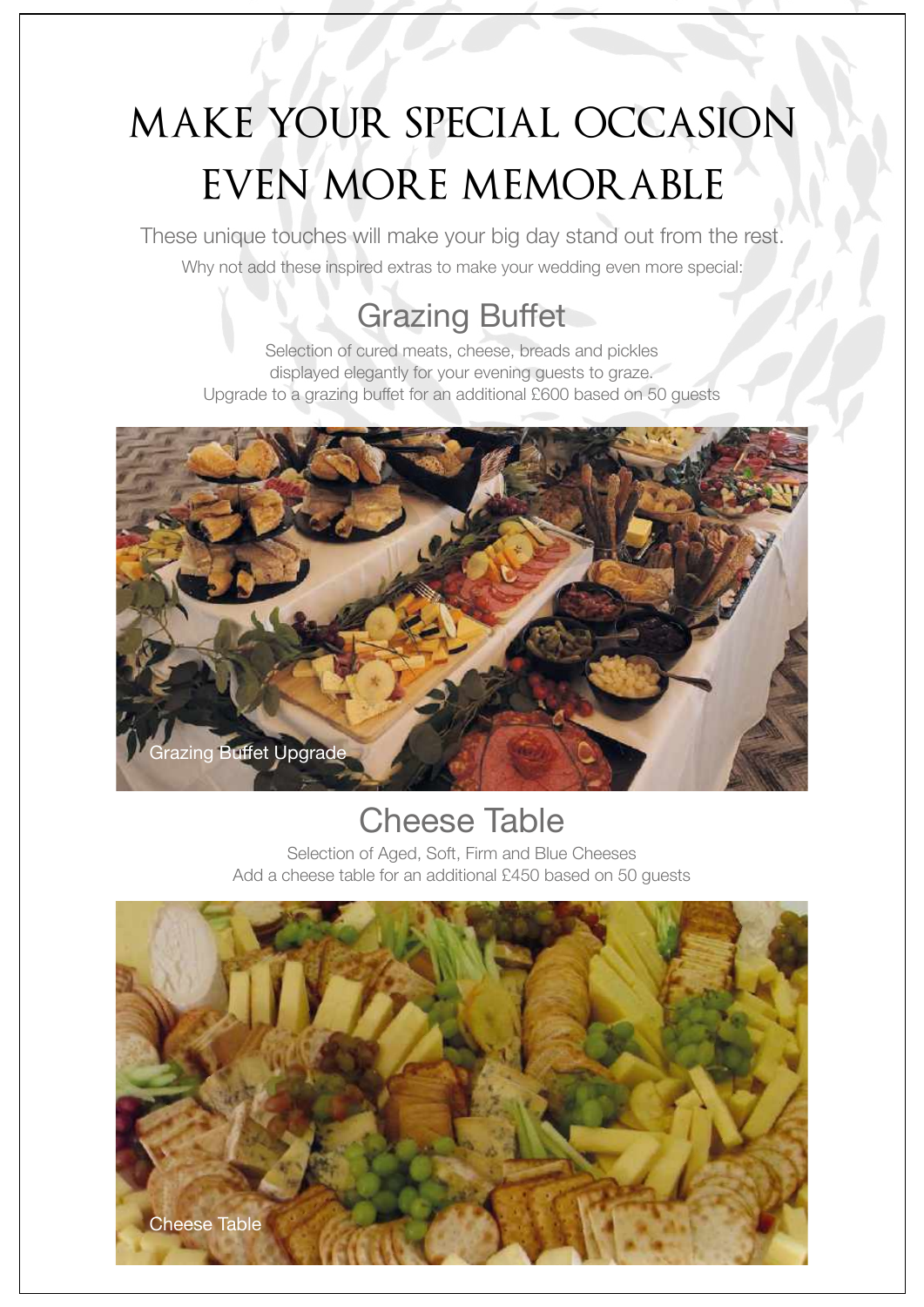# MAKE YOUR SPECIAL OCCASION EVEN MORE MEMORABLE

These unique touches will make your big day stand out from the rest.

Why not add these inspired extras to make your wedding even more special:

## Grazing Buffet

Selection of cured meats, cheese, breads and pickles
displayed elegantly for your evening guests to graze.
Upgrade to a grazing buffet for an additional £600 based on 50 guests

Grazing Buffet Upgrade

## Cheese Table

Selection of Aged, Soft, Firm and Blue Cheeses
Add a cheese table for an additional £450 based on 50 guests

Cheese Table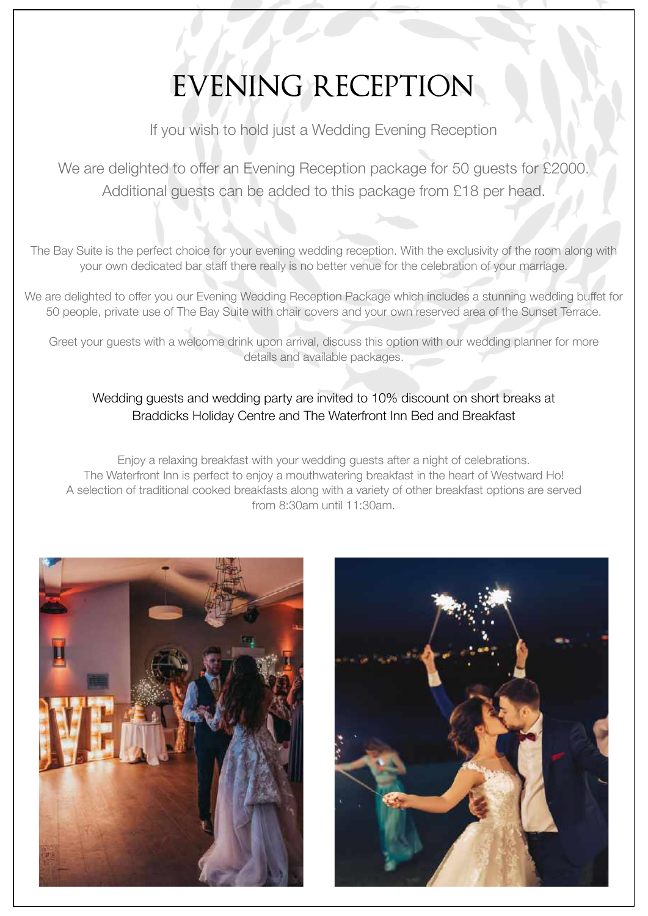# EVENING RECEPTION

If you wish to hold just a Wedding Evening Reception

We are delighted to offer an Evening Reception package for 50 guests for £2000.
Additional guests can be added to this package from £18 per head.

The Bay Suite is the perfect choice for your evening wedding reception. With the exclusivity of the room along with your own dedicated bar staff there really is no better venue for the celebration of your marriage.

We are delighted to offer you our Evening Wedding Reception Package which includes a stunning wedding buffet for 50 people, private use of The Bay Suite with chair covers and your own reserved area of the Sunset Terrace.

Greet your guests with a welcome drink upon arrival, discuss this option with our wedding planner for more details and available packages.

Wedding guests and wedding party are invited to 10% discount on short breaks at Braddicks Holiday Centre and The Waterfront Inn Bed and Breakfast

Enjoy a relaxing breakfast with your wedding guests after a night of celebrations.
The Waterfront Inn is perfect to enjoy a mouthwatering breakfast in the heart of Westward Ho!
A selection of traditional cooked breakfasts along with a variety of other breakfast options are served from 8:30am until 11:30am.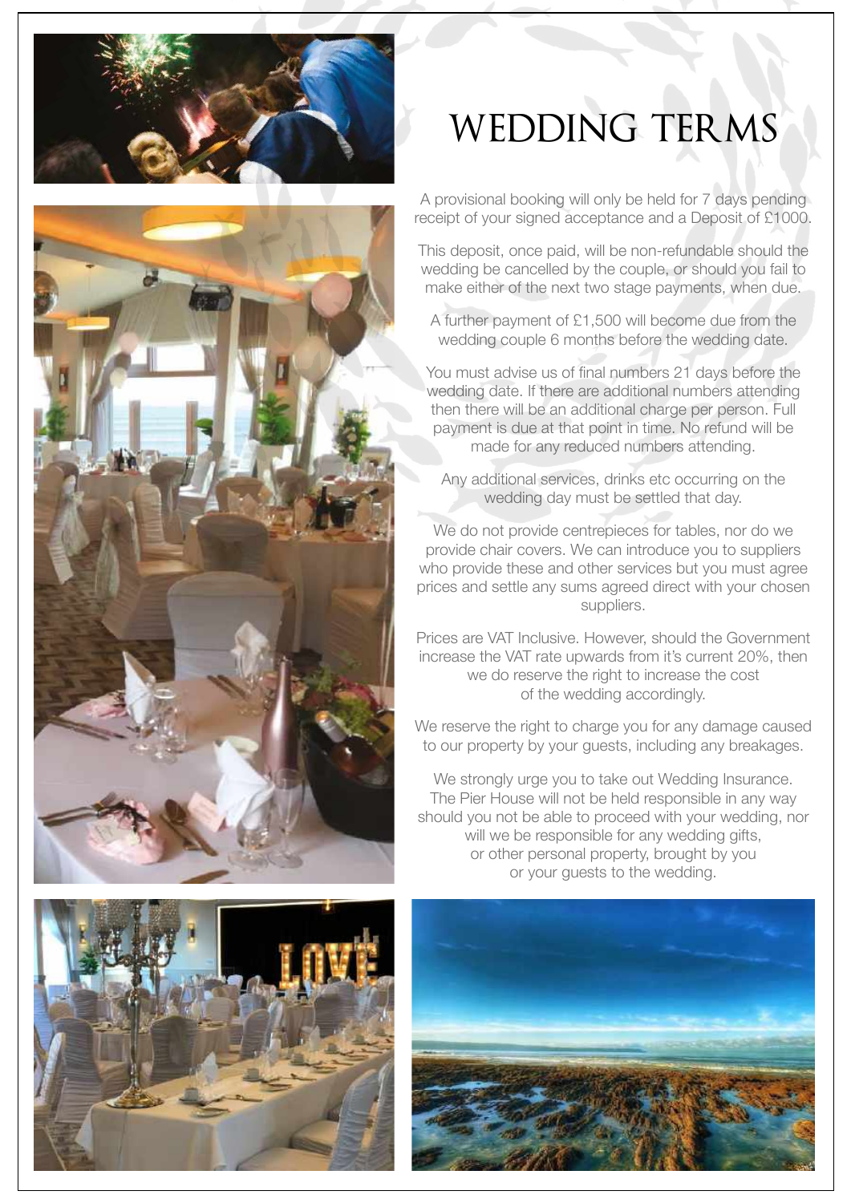# WEDDING TERMS

A provisional booking will only be held for 7 days pending receipt of your signed acceptance and a Deposit of £1000.

This deposit, once paid, will be non-refundable should the wedding be cancelled by the couple, or should you fail to make either of the next two stage payments, when due.

A further payment of £1,500 will become due from the wedding couple 6 months before the wedding date.

You must advise us of final numbers 21 days before the wedding date. If there are additional numbers attending then there will be an additional charge per person. Full payment is due at that point in time. No refund will be made for any reduced numbers attending.

Any additional services, drinks etc occurring on the wedding day must be settled that day.

We do not provide centrepieces for tables, nor do we provide chair covers. We can introduce you to suppliers who provide these and other services but you must agree prices and settle any sums agreed direct with your chosen suppliers.

Prices are VAT Inclusive. However, should the Government increase the VAT rate upwards from it's current 20%, then we do reserve the right to increase the cost of the wedding accordingly.

We reserve the right to charge you for any damage caused to our property by your guests, including any breakages.

We strongly urge you to take out Wedding Insurance. The Pier House will not be held responsible in any way should you not be able to proceed with your wedding, nor will we be responsible for any wedding gifts, or other personal property, brought by you or your guests to the wedding.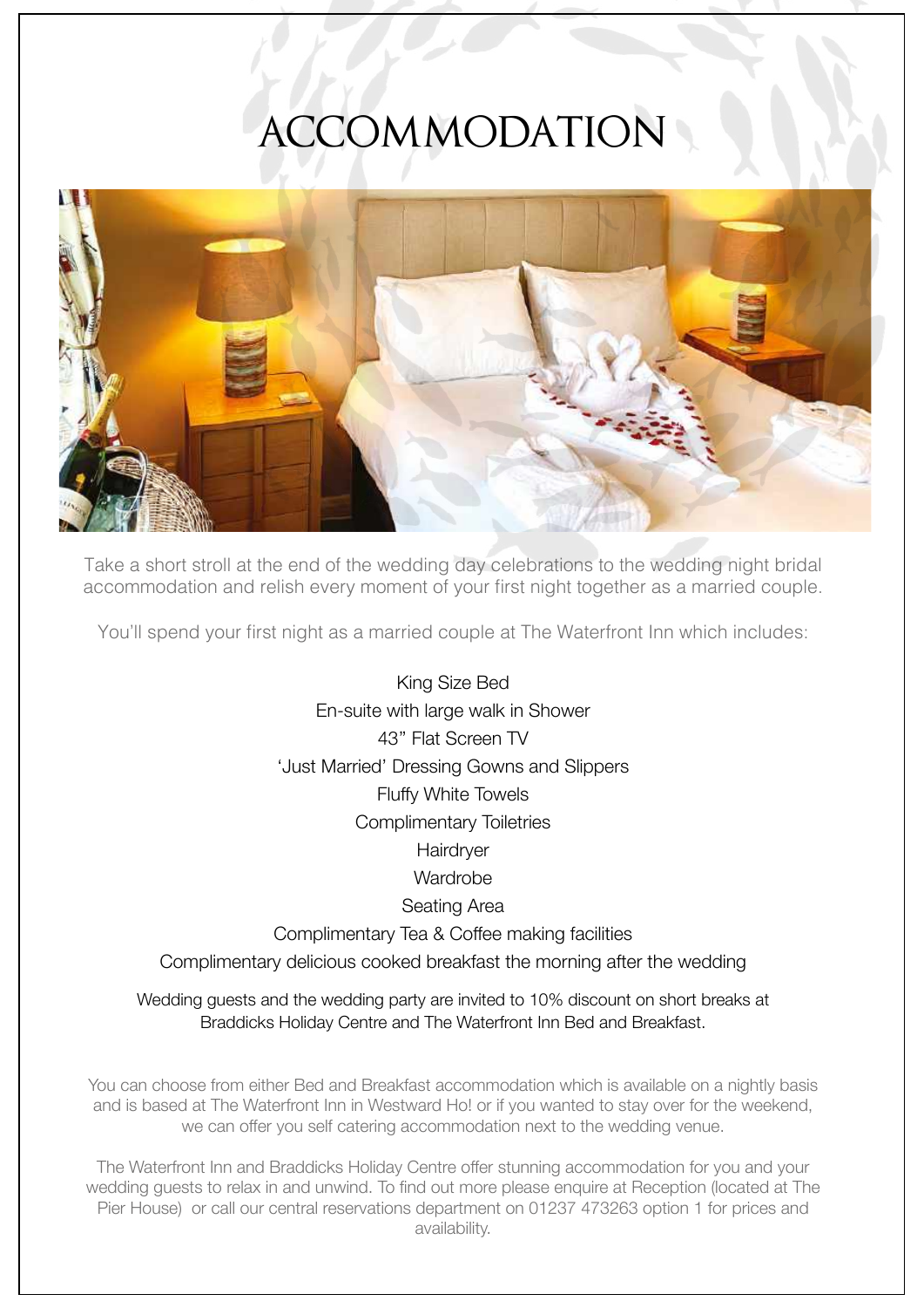# ACCOMMODATION

Take a short stroll at the end of the wedding day celebrations to the wedding night bridal accommodation and relish every moment of your first night together as a married couple.

You'll spend your first night as a married couple at The Waterfront Inn which includes:

King Size Bed
En-suite with large walk in Shower
43" Flat Screen TV
'Just Married' Dressing Gowns and Slippers
Fluffy White Towels
Complimentary Toiletries
Hairdryer
Wardrobe
Seating Area
Complimentary Tea & Coffee making facilities
Complimentary delicious cooked breakfast the morning after the wedding

Wedding guests and the wedding party are invited to 10% discount on short breaks at Braddicks Holiday Centre and The Waterfront Inn Bed and Breakfast.

You can choose from either Bed and Breakfast accommodation which is available on a nightly basis and is based at The Waterfront Inn in Westward Ho! or if you wanted to stay over for the weekend, we can offer you self catering accommodation next to the wedding venue.

The Waterfront Inn and Braddicks Holiday Centre offer stunning accommodation for you and your wedding guests to relax in and unwind. To find out more please enquire at Reception (located at The Pier House) or call our central reservations department on 01237 473263 option 1 for prices and availability.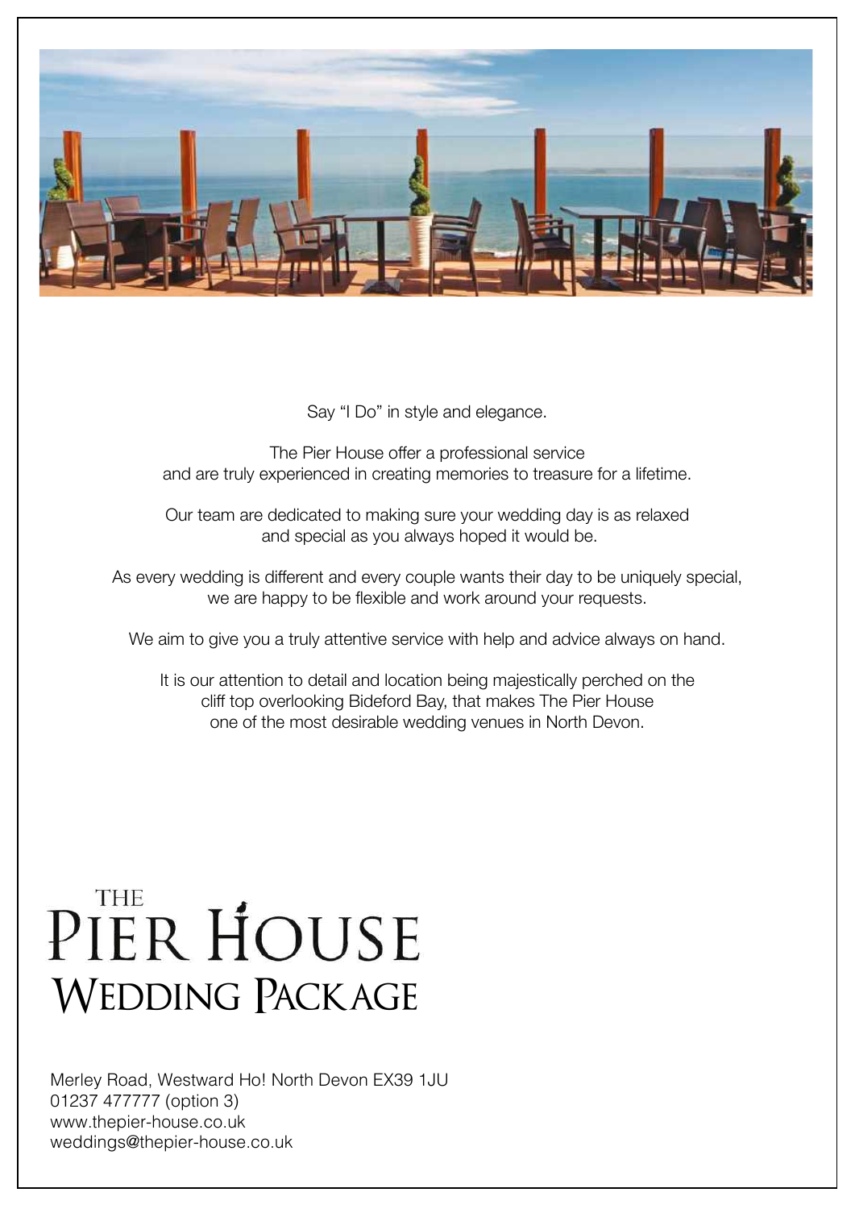Say "I Do" in style and elegance.

The Pier House offer a professional service
and are truly experienced in creating memories to treasure for a lifetime.

Our team are dedicated to making sure your wedding day is as relaxed
and special as you always hoped it would be.

As every wedding is different and every couple wants their day to be uniquely special,
we are happy to be flexible and work around your requests.

We aim to give you a truly attentive service with help and advice always on hand.

It is our attention to detail and location being majestically perched on the
cliff top overlooking Bideford Bay, that makes The Pier House
one of the most desirable wedding venues in North Devon.

# THE PIER HOUSE WEDDING PACKAGE

Merley Road, Westward Ho! North Devon EX39 1JU
01237 477777 (option 3)
www.thepier-house.co.uk
weddings@thepier-house.co.uk